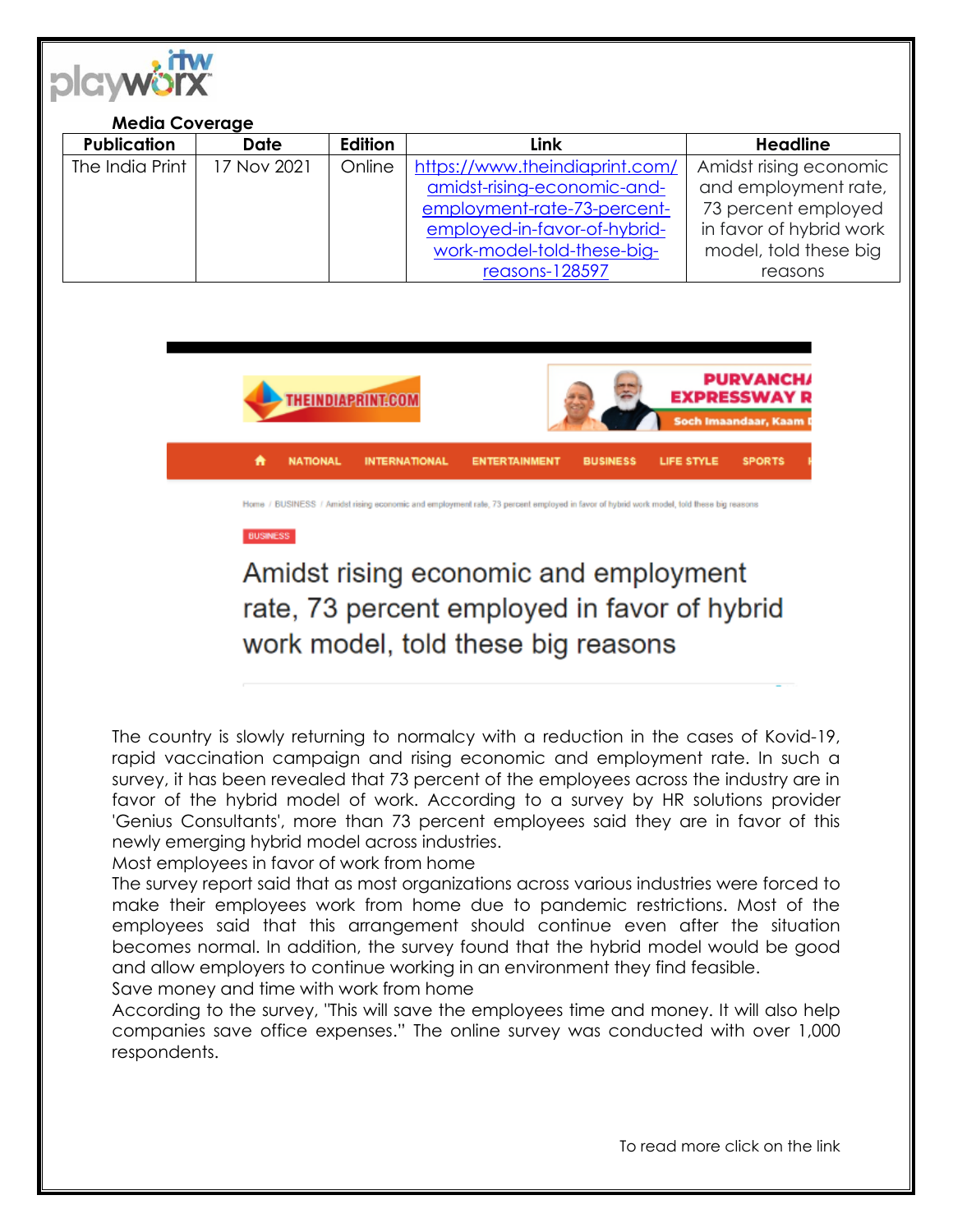**Media Coverage**

| Publication | Date | Edition | Link | Headline |
|---|---|---|---|---|
| The India Print | 17 Nov 2021 | Online | https://www.theindiaprint.com/amidst-rising-economic-and-employment-rate-73-percent-employed-in-favor-of-hybrid-work-model-told-these-big-reasons-128597 | Amidst rising economic and employment rate, 73 percent employed in favor of hybrid work model, told these big reasons |

THEINDIAPRINT.COM

NATIONAL INTERNATIONAL ENTERTAINMENT BUSINESS LIFE STYLE SPORTS

Home / BUSINESS / Amidst rising economic and employment rate, 73 percent employed in favor of hybrid work model, told these big reasons

BUSINESS

# Amidst rising economic and employment rate, 73 percent employed in favor of hybrid work model, told these big reasons

The country is slowly returning to normalcy with a reduction in the cases of Kovid-19, rapid vaccination campaign and rising economic and employment rate. In such a survey, it has been revealed that 73 percent of the employees across the industry are in favor of the hybrid model of work. According to a survey by HR solutions provider 'Genius Consultants', more than 73 percent employees said they are in favor of this newly emerging hybrid model across industries.

Most employees in favor of work from home

The survey report said that as most organizations across various industries were forced to make their employees work from home due to pandemic restrictions. Most of the employees said that this arrangement should continue even after the situation becomes normal. In addition, the survey found that the hybrid model would be good and allow employers to continue working in an environment they find feasible.

Save money and time with work from home

According to the survey, "This will save the employees time and money. It will also help companies save office expenses." The online survey was conducted with over 1,000 respondents.

To read more click on the link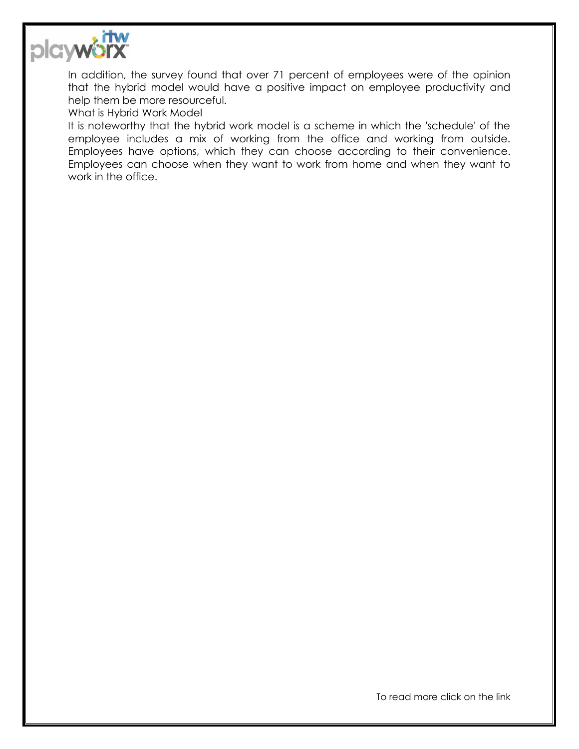In addition, the survey found that over 71 percent of employees were of the opinion that the hybrid model would have a positive impact on employee productivity and help them be more resourceful.

What is Hybrid Work Model

It is noteworthy that the hybrid work model is a scheme in which the 'schedule' of the employee includes a mix of working from the office and working from outside. Employees have options, which they can choose according to their convenience. Employees can choose when they want to work from home and when they want to work in the office.

To read more click on the link